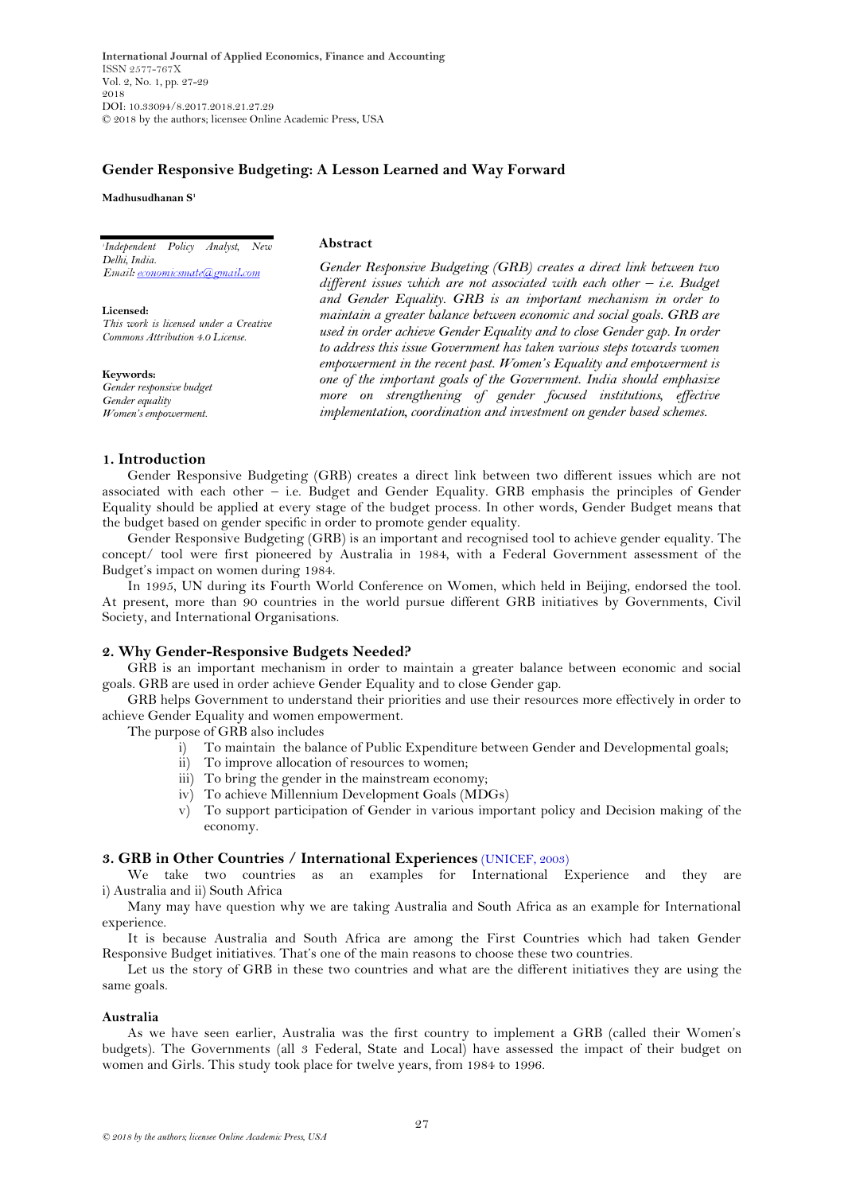International Journal of Applied Economics, Finance and Accounting
ISSN 2577-767X
Vol. 2, No. 1, pp. 27-29
2018
DOI: 10.33094/8.2017.2018.21.27.29
© 2018 by the authors; licensee Online Academic Press, USA

# Gender Responsive Budgeting: A Lesson Learned and Way Forward

**Madhusudhanan S**[1]

[1]*Independent Policy Analyst, New Delhi, India.*
*Email: economicsmate@gmail.com*

**Licensed:**
*This work is licensed under a Creative Commons Attribution 4.0 License.*

**Keywords:**
*Gender responsive budget*
*Gender equality*
*Women's empowerment.*

**Abstract**

*Gender Responsive Budgeting (GRB) creates a direct link between two different issues which are not associated with each other – i.e. Budget and Gender Equality. GRB is an important mechanism in order to maintain a greater balance between economic and social goals. GRB are used in order achieve Gender Equality and to close Gender gap. In order to address this issue Government has taken various steps towards women empowerment in the recent past. Women's Equality and empowerment is one of the important goals of the Government. India should emphasize more on strengthening of gender focused institutions, effective implementation, coordination and investment on gender based schemes.*

## 1. Introduction

Gender Responsive Budgeting (GRB) creates a direct link between two different issues which are not associated with each other – i.e. Budget and Gender Equality. GRB emphasis the principles of Gender Equality should be applied at every stage of the budget process. In other words, Gender Budget means that the budget based on gender specific in order to promote gender equality.

Gender Responsive Budgeting (GRB) is an important and recognised tool to achieve gender equality. The concept/ tool were first pioneered by Australia in 1984, with a Federal Government assessment of the Budget's impact on women during 1984.

In 1995, UN during its Fourth World Conference on Women, which held in Beijing, endorsed the tool. At present, more than 90 countries in the world pursue different GRB initiatives by Governments, Civil Society, and International Organisations.

## 2. Why Gender-Responsive Budgets Needed?

GRB is an important mechanism in order to maintain a greater balance between economic and social goals. GRB are used in order achieve Gender Equality and to close Gender gap.

GRB helps Government to understand their priorities and use their resources more effectively in order to achieve Gender Equality and women empowerment.

The purpose of GRB also includes

i) To maintain the balance of Public Expenditure between Gender and Developmental goals;
ii) To improve allocation of resources to women;
iii) To bring the gender in the mainstream economy;
iv) To achieve Millennium Development Goals (MDGs)
v) To support participation of Gender in various important policy and Decision making of the economy.

## 3. GRB in Other Countries / International Experiences (UNICEF, 2003)

We take two countries as an examples for International Experience and they are i) Australia and ii) South Africa

Many may have question why we are taking Australia and South Africa as an example for International experience.

It is because Australia and South Africa are among the First Countries which had taken Gender Responsive Budget initiatives. That's one of the main reasons to choose these two countries.

Let us the story of GRB in these two countries and what are the different initiatives they are using the same goals.

### Australia

As we have seen earlier, Australia was the first country to implement a GRB (called their Women's budgets). The Governments (all 3 Federal, State and Local) have assessed the impact of their budget on women and Girls. This study took place for twelve years, from 1984 to 1996.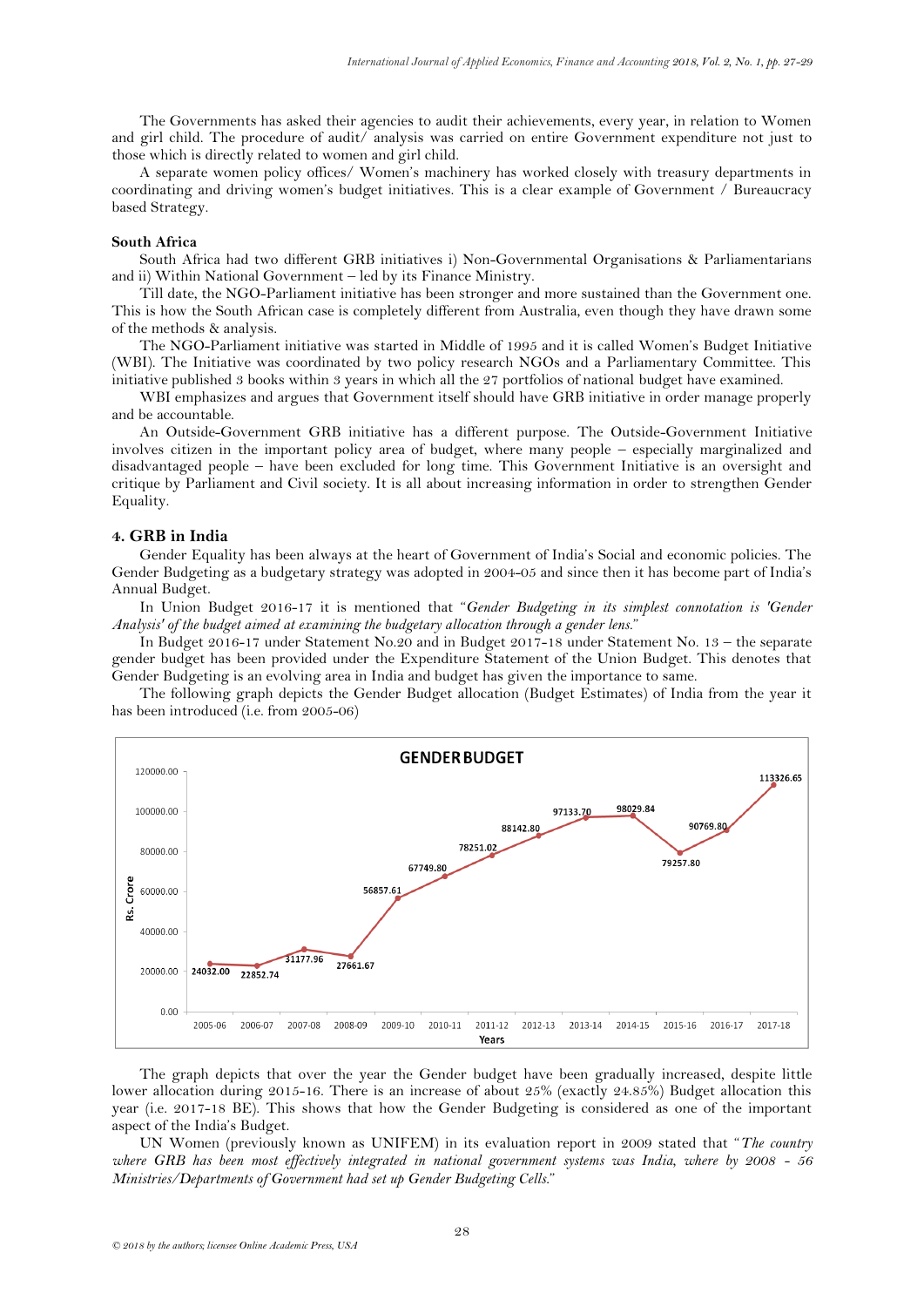The Governments has asked their agencies to audit their achievements, every year, in relation to Women and girl child. The procedure of audit/ analysis was carried on entire Government expenditure not just to those which is directly related to women and girl child.

A separate women policy offices/ Women's machinery has worked closely with treasury departments in coordinating and driving women's budget initiatives. This is a clear example of Government / Bureaucracy based Strategy.

**South Africa**

South Africa had two different GRB initiatives i) Non-Governmental Organisations & Parliamentarians and ii) Within National Government – led by its Finance Ministry.

Till date, the NGO-Parliament initiative has been stronger and more sustained than the Government one. This is how the South African case is completely different from Australia, even though they have drawn some of the methods & analysis.

The NGO-Parliament initiative was started in Middle of 1995 and it is called Women's Budget Initiative (WBI). The Initiative was coordinated by two policy research NGOs and a Parliamentary Committee. This initiative published 3 books within 3 years in which all the 27 portfolios of national budget have examined.

WBI emphasizes and argues that Government itself should have GRB initiative in order manage properly and be accountable.

An Outside-Government GRB initiative has a different purpose. The Outside-Government Initiative involves citizen in the important policy area of budget, where many people – especially marginalized and disadvantaged people – have been excluded for long time. This Government Initiative is an oversight and critique by Parliament and Civil society. It is all about increasing information in order to strengthen Gender Equality.

## 4. GRB in India

Gender Equality has been always at the heart of Government of India's Social and economic policies. The Gender Budgeting as a budgetary strategy was adopted in 2004-05 and since then it has become part of India's Annual Budget.

In Union Budget 2016-17 it is mentioned that "*Gender Budgeting in its simplest connotation is 'Gender Analysis' of the budget aimed at examining the budgetary allocation through a gender lens.*"

In Budget 2016-17 under Statement No.20 and in Budget 2017-18 under Statement No. 13 – the separate gender budget has been provided under the Expenditure Statement of the Union Budget. This denotes that Gender Budgeting is an evolving area in India and budget has given the importance to same.

The following graph depicts the Gender Budget allocation (Budget Estimates) of India from the year it has been introduced (i.e. from 2005-06)

**GENDER BUDGET**

| Years | Rs. Crore |
|---|---|
| 2005-06 | 24032.00 |
| 2006-07 | 22852.74 |
| 2007-08 | 31177.96 |
| 2008-09 | 27661.67 |
| 2009-10 | 56857.61 |
| 2010-11 | 67749.80 |
| 2011-12 | 78251.02 |
| 2012-13 | 88142.80 |
| 2013-14 | 97133.70 |
| 2014-15 | 98029.84 |
| 2015-16 | 79257.80 |
| 2016-17 | 90769.80 |
| 2017-18 | 113326.65 |

The graph depicts that over the year the Gender budget have been gradually increased, despite little lower allocation during 2015-16. There is an increase of about 25% (exactly 24.85%) Budget allocation this year (i.e. 2017-18 BE). This shows that how the Gender Budgeting is considered as one of the important aspect of the India's Budget.

UN Women (previously known as UNIFEM) in its evaluation report in 2009 stated that "*The country where GRB has been most effectively integrated in national government systems was India, where by 2008 - 56 Ministries/Departments of Government had set up Gender Budgeting Cells.*"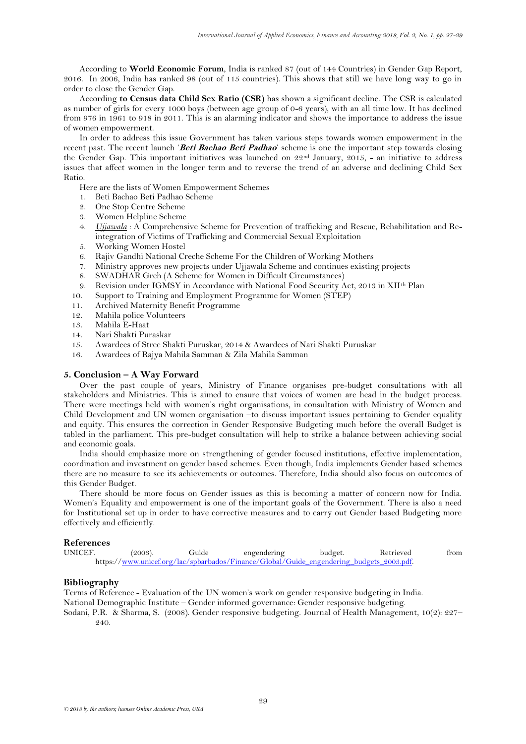According to **World Economic Forum**, India is ranked 87 (out of 144 Countries) in Gender Gap Report, 2016. In 2006, India has ranked 98 (out of 115 countries). This shows that still we have long way to go in order to close the Gender Gap.

According **to Census data Child Sex Ratio (CSR)** has shown a significant decline. The CSR is calculated as number of girls for every 1000 boys (between age group of 0-6 years), with an all time low. It has declined from 976 in 1961 to 918 in 2011. This is an alarming indicator and shows the importance to address the issue of women empowerment.

In order to address this issue Government has taken various steps towards women empowerment in the recent past. The recent launch '***Beti Bachao Beti Padhao***' scheme is one the important step towards closing the Gender Gap. This important initiatives was launched on 22nd January, 2015, - an initiative to address issues that affect women in the longer term and to reverse the trend of an adverse and declining Child Sex Ratio.

Here are the lists of Women Empowerment Schemes

1. Beti Bachao Beti Padhao Scheme
2. One Stop Centre Scheme
3. Women Helpline Scheme
4. *Ujjawala* : A Comprehensive Scheme for Prevention of trafficking and Rescue, Rehabilitation and Re-integration of Victims of Trafficking and Commercial Sexual Exploitation
5. Working Women Hostel
6. Rajiv Gandhi National Creche Scheme For the Children of Working Mothers
7. Ministry approves new projects under Ujjawala Scheme and continues existing projects
8. SWADHAR Greh (A Scheme for Women in Difficult Circumstances)
9. Revision under IGMSY in Accordance with National Food Security Act, 2013 in XIIth Plan
10. Support to Training and Employment Programme for Women (STEP)
11. Archived Maternity Benefit Programme
12. Mahila police Volunteers
13. Mahila E-Haat
14. Nari Shakti Puraskar
15. Awardees of Stree Shakti Puruskar, 2014 & Awardees of Nari Shakti Puruskar
16. Awardees of Rajya Mahila Samman & Zila Mahila Samman

## 5. Conclusion – A Way Forward

Over the past couple of years, Ministry of Finance organises pre-budget consultations with all stakeholders and Ministries. This is aimed to ensure that voices of women are head in the budget process. There were meetings held with women's right organisations, in consultation with Ministry of Women and Child Development and UN women organisation –to discuss important issues pertaining to Gender equality and equity. This ensures the correction in Gender Responsive Budgeting much before the overall Budget is tabled in the parliament. This pre-budget consultation will help to strike a balance between achieving social and economic goals.

India should emphasize more on strengthening of gender focused institutions, effective implementation, coordination and investment on gender based schemes. Even though, India implements Gender based schemes there are no measure to see its achievements or outcomes. Therefore, India should also focus on outcomes of this Gender Budget.

There should be more focus on Gender issues as this is becoming a matter of concern now for India. Women's Equality and empowerment is one of the important goals of the Government. There is also a need for Institutional set up in order to have corrective measures and to carry out Gender based Budgeting more effectively and efficiently.

## References

UNICEF. (2003). Guide engendering budget. Retrieved from https://www.unicef.org/lac/spbarbados/Finance/Global/Guide_engendering_budgets_2003.pdf.

## Bibliography

Terms of Reference - Evaluation of the UN women's work on gender responsive budgeting in India.

National Demographic Institute – Gender informed governance: Gender responsive budgeting.

Sodani, P.R. & Sharma, S. (2008). Gender responsive budgeting. Journal of Health Management, 10(2): 227–240.